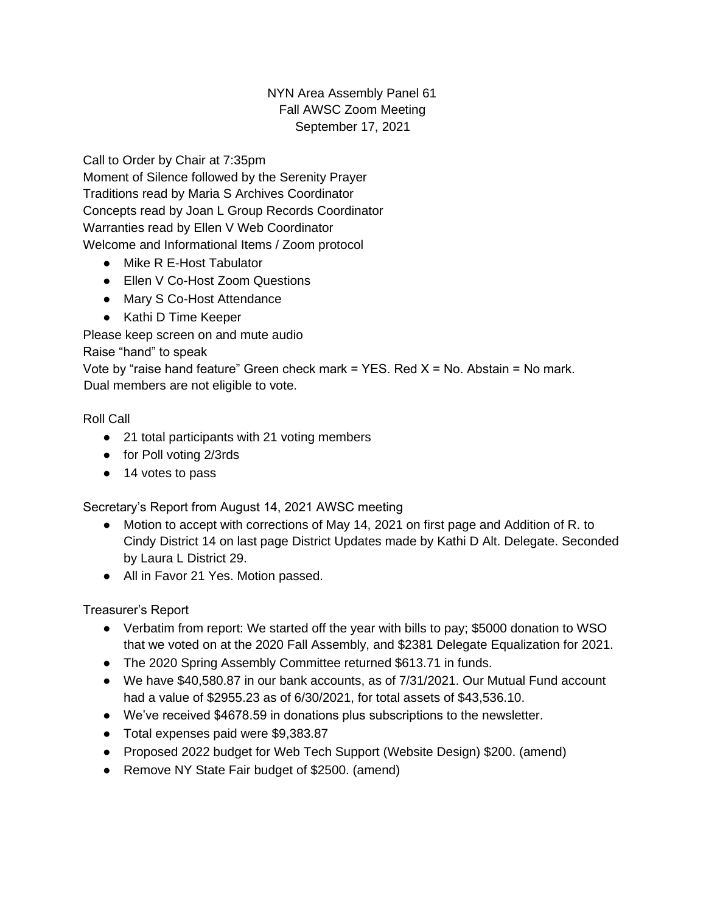NYN Area Assembly Panel 61
Fall AWSC Zoom Meeting
September 17, 2021

Call to Order by Chair at 7:35pm
Moment of Silence followed by the Serenity Prayer
Traditions read by Maria S Archives Coordinator
Concepts read by Joan L Group Records Coordinator
Warranties read by Ellen V Web Coordinator
Welcome and Informational Items / Zoom protocol

- Mike R E-Host Tabulator
- Ellen V Co-Host Zoom Questions
- Mary S Co-Host Attendance
- Kathi D Time Keeper

Please keep screen on and mute audio
Raise "hand" to speak
Vote by "raise hand feature" Green check mark = YES. Red X = No. Abstain = No mark.
Dual members are not eligible to vote.

Roll Call

- 21 total participants with 21 voting members
- for Poll voting 2/3rds
- 14 votes to pass

Secretary's Report from August 14, 2021 AWSC meeting

- Motion to accept with corrections of May 14, 2021 on first page and Addition of R. to Cindy District 14 on last page District Updates made by Kathi D Alt. Delegate. Seconded by Laura L District 29.
- All in Favor 21 Yes. Motion passed.

Treasurer's Report

- Verbatim from report: We started off the year with bills to pay; $5000 donation to WSO that we voted on at the 2020 Fall Assembly, and $2381 Delegate Equalization for 2021.
- The 2020 Spring Assembly Committee returned $613.71 in funds.
- We have $40,580.87 in our bank accounts, as of 7/31/2021. Our Mutual Fund account had a value of $2955.23 as of 6/30/2021, for total assets of $43,536.10.
- We've received $4678.59 in donations plus subscriptions to the newsletter.
- Total expenses paid were $9,383.87
- Proposed 2022 budget for Web Tech Support (Website Design) $200. (amend)
- Remove NY State Fair budget of $2500. (amend)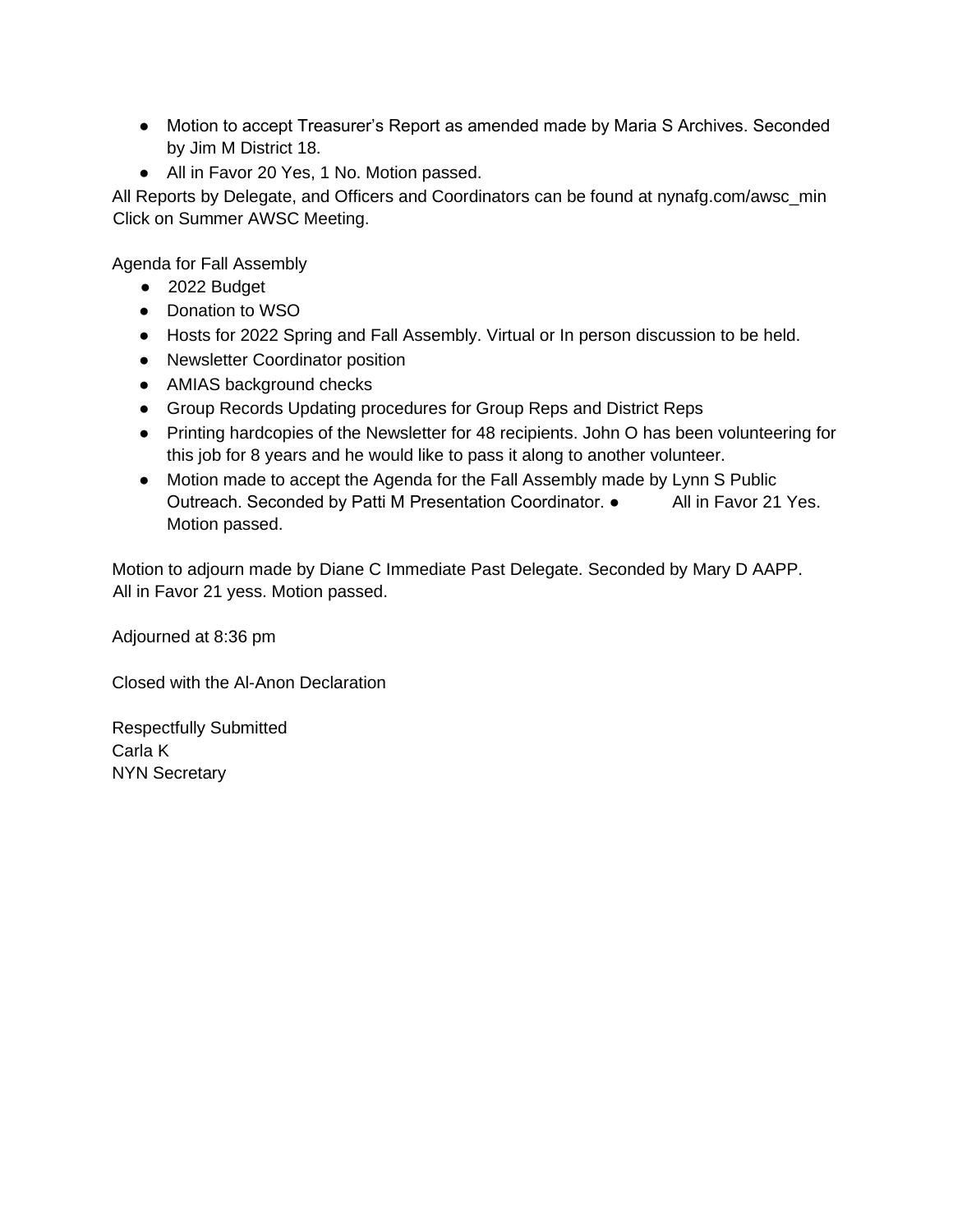- Motion to accept Treasurer's Report as amended made by Maria S Archives. Seconded by Jim M District 18.
- All in Favor 20 Yes, 1 No. Motion passed.

All Reports by Delegate, and Officers and Coordinators can be found at nynafg.com/awsc_min
Click on Summer AWSC Meeting.

Agenda for Fall Assembly

- 2022 Budget
- Donation to WSO
- Hosts for 2022 Spring and Fall Assembly. Virtual or In person discussion to be held.
- Newsletter Coordinator position
- AMIAS background checks
- Group Records Updating procedures for Group Reps and District Reps
- Printing hardcopies of the Newsletter for 48 recipients. John O has been volunteering for this job for 8 years and he would like to pass it along to another volunteer.
- Motion made to accept the Agenda for the Fall Assembly made by Lynn S Public Outreach. Seconded by Patti M Presentation Coordinator. ● All in Favor 21 Yes. Motion passed.

Motion to adjourn made by Diane C Immediate Past Delegate. Seconded by Mary D AAPP.
All in Favor 21 yess. Motion passed.

Adjourned at 8:36 pm

Closed with the Al-Anon Declaration

Respectfully Submitted
Carla K
NYN Secretary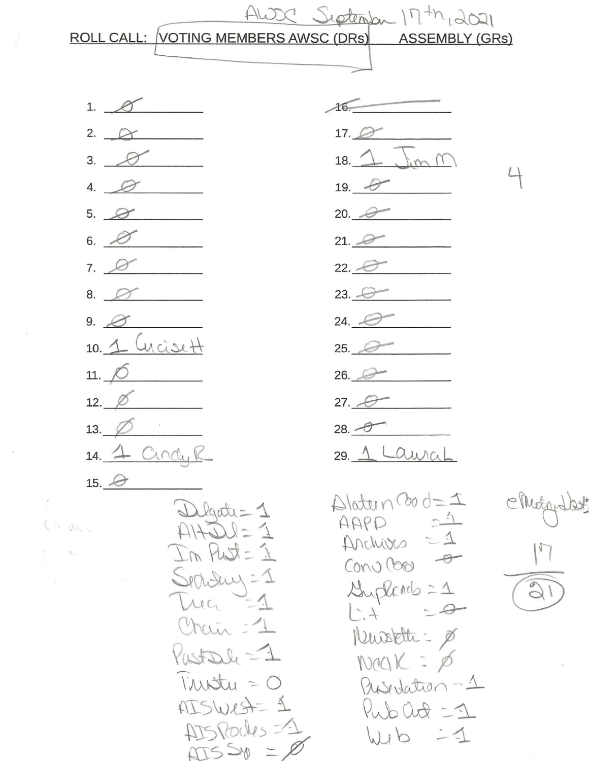AWSC September 17th, 2021

ROLL CALL: VOTING MEMBERS AWSC (DRs) ASSEMBLY (GRs)

1. Ø
2. Ø
3. Ø
4. Ø
5. Ø
6. Ø
7. Ø
8. Ø
9. Ø
10. 1 Lucie H
11. Ø
12. Ø
13. Ø
14. 1 Andy R
15. Ø

~~16.~~

17. Ø
18. 1 Jim M
19. Ø
20. Ø
21. Ø
22. Ø
23. Ø
24. Ø
25. Ø
26. Ø
27. Ø
28. Ø
29. 1 Laura L

4

Delegate = 1
Alt Del = 1
Im Past = 1
Secretary = 1
Trea = 1
Chair = 1
Past Del = 1
Trustee = 0
AIS West = 1
AIS Rocks = 1
AIS Syp = Ø

Alateen Coord = 1
AAPD = 1
Archives = 1
Conv Coord = Ø
Grp Records = 1
Lit = Ø
Newsletter = Ø
NCAK = Ø
Presentation = 1
Pub Out = 1
Web = 1

eMeeting Host

17
(21)